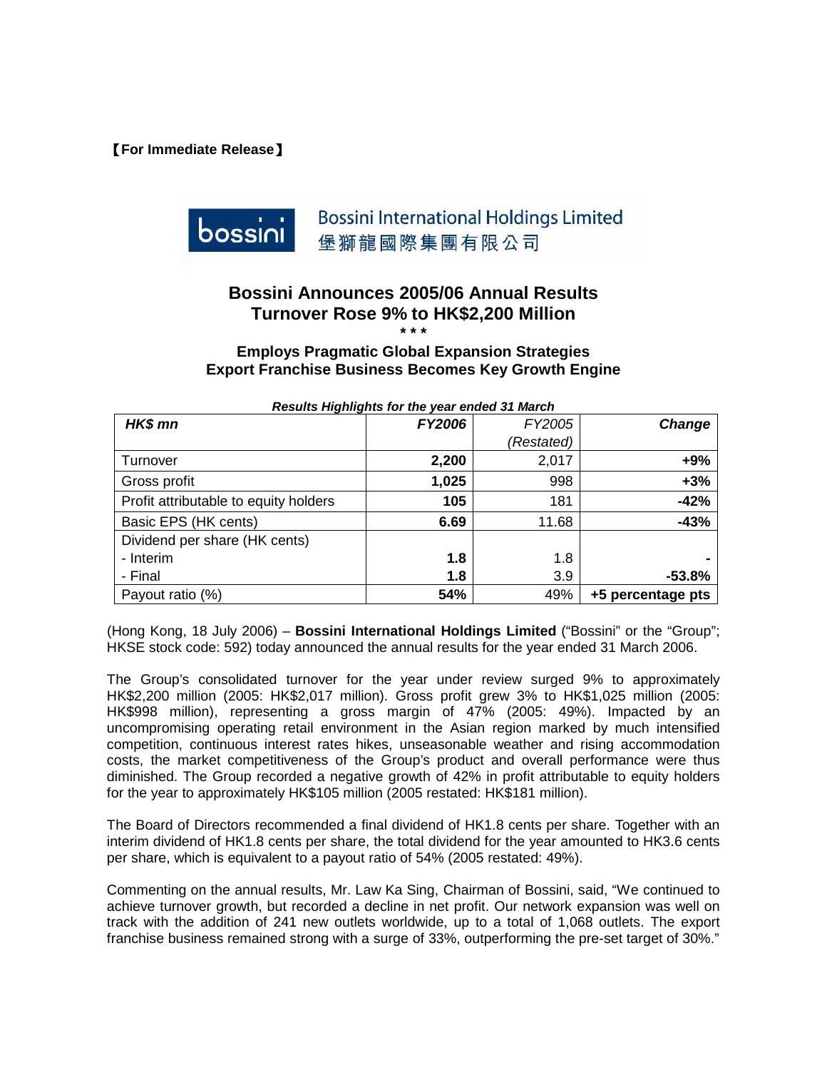【For Immediate Release】

Bossini International Holdings Limited
堡獅龍國際集團有限公司

# Bossini Announces 2005/06 Annual Results
# Turnover Rose 9% to HK$2,200 Million

\* \* \*

## Employs Pragmatic Global Expansion Strategies
## Export Franchise Business Becomes Key Growth Engine

***Results Highlights for the year ended 31 March***

| *HK$ mn* | *FY2006* | *FY2005 (Restated)* | *Change* |
|---|---|---|---|
| Turnover | **2,200** | 2,017 | **+9%** |
| Gross profit | **1,025** | 998 | **+3%** |
| Profit attributable to equity holders | **105** | 181 | **-42%** |
| Basic EPS (HK cents) | **6.69** | 11.68 | **-43%** |
| Dividend per share (HK cents) | | | |
| - Interim | **1.8** | 1.8 | **-** |
| - Final | **1.8** | 3.9 | **-53.8%** |
| Payout ratio (%) | **54%** | 49% | **+5 percentage pts** |

(Hong Kong, 18 July 2006) – **Bossini International Holdings Limited** ("Bossini" or the "Group"; HKSE stock code: 592) today announced the annual results for the year ended 31 March 2006.

The Group's consolidated turnover for the year under review surged 9% to approximately HK$2,200 million (2005: HK$2,017 million). Gross profit grew 3% to HK$1,025 million (2005: HK$998 million), representing a gross margin of 47% (2005: 49%). Impacted by an uncompromising operating retail environment in the Asian region marked by much intensified competition, continuous interest rates hikes, unseasonable weather and rising accommodation costs, the market competitiveness of the Group's product and overall performance were thus diminished. The Group recorded a negative growth of 42% in profit attributable to equity holders for the year to approximately HK$105 million (2005 restated: HK$181 million).

The Board of Directors recommended a final dividend of HK1.8 cents per share. Together with an interim dividend of HK1.8 cents per share, the total dividend for the year amounted to HK3.6 cents per share, which is equivalent to a payout ratio of 54% (2005 restated: 49%).

Commenting on the annual results, Mr. Law Ka Sing, Chairman of Bossini, said, "We continued to achieve turnover growth, but recorded a decline in net profit. Our network expansion was well on track with the addition of 241 new outlets worldwide, up to a total of 1,068 outlets. The export franchise business remained strong with a surge of 33%, outperforming the pre-set target of 30%."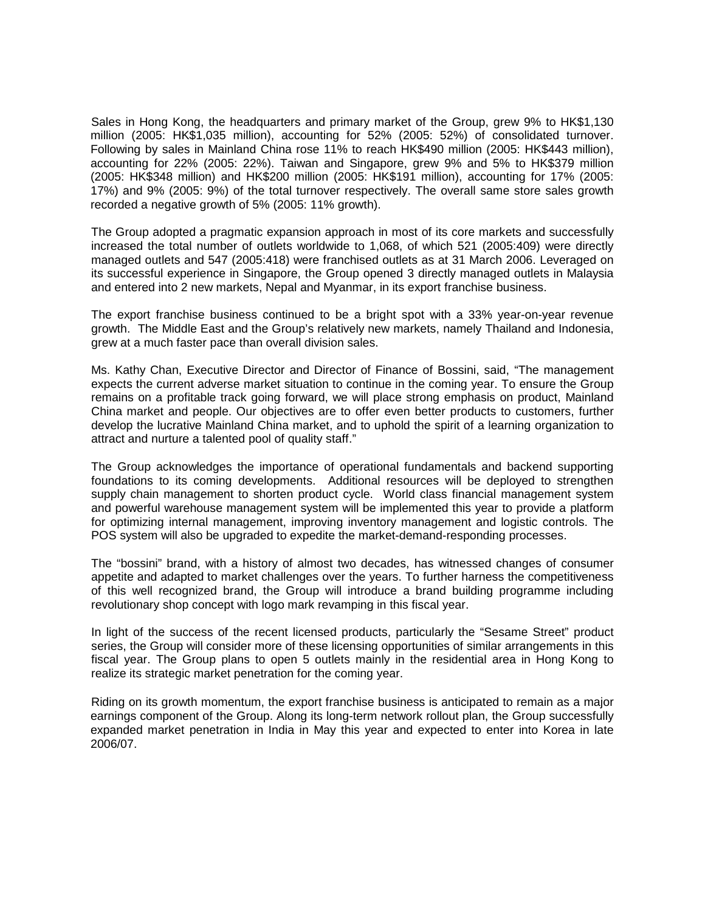Sales in Hong Kong, the headquarters and primary market of the Group, grew 9% to HK$1,130 million (2005: HK$1,035 million), accounting for 52% (2005: 52%) of consolidated turnover. Following by sales in Mainland China rose 11% to reach HK$490 million (2005: HK$443 million), accounting for 22% (2005: 22%). Taiwan and Singapore, grew 9% and 5% to HK$379 million (2005: HK$348 million) and HK$200 million (2005: HK$191 million), accounting for 17% (2005: 17%) and 9% (2005: 9%) of the total turnover respectively. The overall same store sales growth recorded a negative growth of 5% (2005: 11% growth).

The Group adopted a pragmatic expansion approach in most of its core markets and successfully increased the total number of outlets worldwide to 1,068, of which 521 (2005:409) were directly managed outlets and 547 (2005:418) were franchised outlets as at 31 March 2006. Leveraged on its successful experience in Singapore, the Group opened 3 directly managed outlets in Malaysia and entered into 2 new markets, Nepal and Myanmar, in its export franchise business.

The export franchise business continued to be a bright spot with a 33% year-on-year revenue growth. The Middle East and the Group's relatively new markets, namely Thailand and Indonesia, grew at a much faster pace than overall division sales.

Ms. Kathy Chan, Executive Director and Director of Finance of Bossini, said, "The management expects the current adverse market situation to continue in the coming year. To ensure the Group remains on a profitable track going forward, we will place strong emphasis on product, Mainland China market and people. Our objectives are to offer even better products to customers, further develop the lucrative Mainland China market, and to uphold the spirit of a learning organization to attract and nurture a talented pool of quality staff."

The Group acknowledges the importance of operational fundamentals and backend supporting foundations to its coming developments. Additional resources will be deployed to strengthen supply chain management to shorten product cycle. World class financial management system and powerful warehouse management system will be implemented this year to provide a platform for optimizing internal management, improving inventory management and logistic controls. The POS system will also be upgraded to expedite the market-demand-responding processes.

The "bossini" brand, with a history of almost two decades, has witnessed changes of consumer appetite and adapted to market challenges over the years. To further harness the competitiveness of this well recognized brand, the Group will introduce a brand building programme including revolutionary shop concept with logo mark revamping in this fiscal year.

In light of the success of the recent licensed products, particularly the "Sesame Street" product series, the Group will consider more of these licensing opportunities of similar arrangements in this fiscal year. The Group plans to open 5 outlets mainly in the residential area in Hong Kong to realize its strategic market penetration for the coming year.

Riding on its growth momentum, the export franchise business is anticipated to remain as a major earnings component of the Group. Along its long-term network rollout plan, the Group successfully expanded market penetration in India in May this year and expected to enter into Korea in late 2006/07.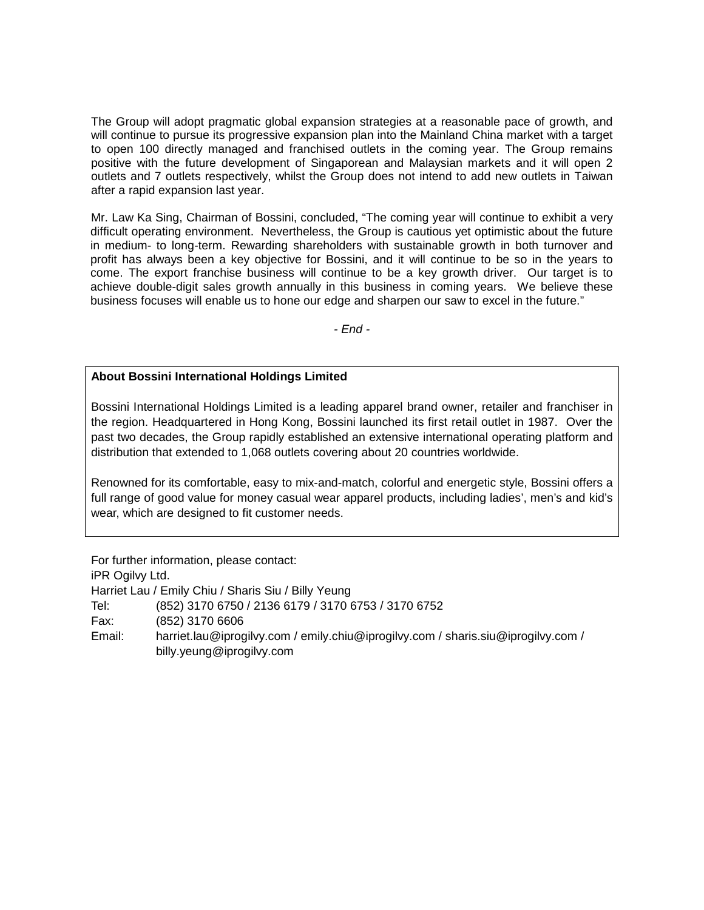The Group will adopt pragmatic global expansion strategies at a reasonable pace of growth, and will continue to pursue its progressive expansion plan into the Mainland China market with a target to open 100 directly managed and franchised outlets in the coming year. The Group remains positive with the future development of Singaporean and Malaysian markets and it will open 2 outlets and 7 outlets respectively, whilst the Group does not intend to add new outlets in Taiwan after a rapid expansion last year.

Mr. Law Ka Sing, Chairman of Bossini, concluded, "The coming year will continue to exhibit a very difficult operating environment. Nevertheless, the Group is cautious yet optimistic about the future in medium- to long-term. Rewarding shareholders with sustainable growth in both turnover and profit has always been a key objective for Bossini, and it will continue to be so in the years to come. The export franchise business will continue to be a key growth driver. Our target is to achieve double-digit sales growth annually in this business in coming years. We believe these business focuses will enable us to hone our edge and sharpen our saw to excel in the future."

*- End -*

**About Bossini International Holdings Limited**

Bossini International Holdings Limited is a leading apparel brand owner, retailer and franchiser in the region. Headquartered in Hong Kong, Bossini launched its first retail outlet in 1987. Over the past two decades, the Group rapidly established an extensive international operating platform and distribution that extended to 1,068 outlets covering about 20 countries worldwide.

Renowned for its comfortable, easy to mix-and-match, colorful and energetic style, Bossini offers a full range of good value for money casual wear apparel products, including ladies', men's and kid's wear, which are designed to fit customer needs.

For further information, please contact:
iPR Ogilvy Ltd.
Harriet Lau / Emily Chiu / Sharis Siu / Billy Yeung

Tel: (852) 3170 6750 / 2136 6179 / 3170 6753 / 3170 6752
Fax: (852) 3170 6606
Email: harriet.lau@iprogilvy.com / emily.chiu@iprogilvy.com / sharis.siu@iprogilvy.com / billy.yeung@iprogilvy.com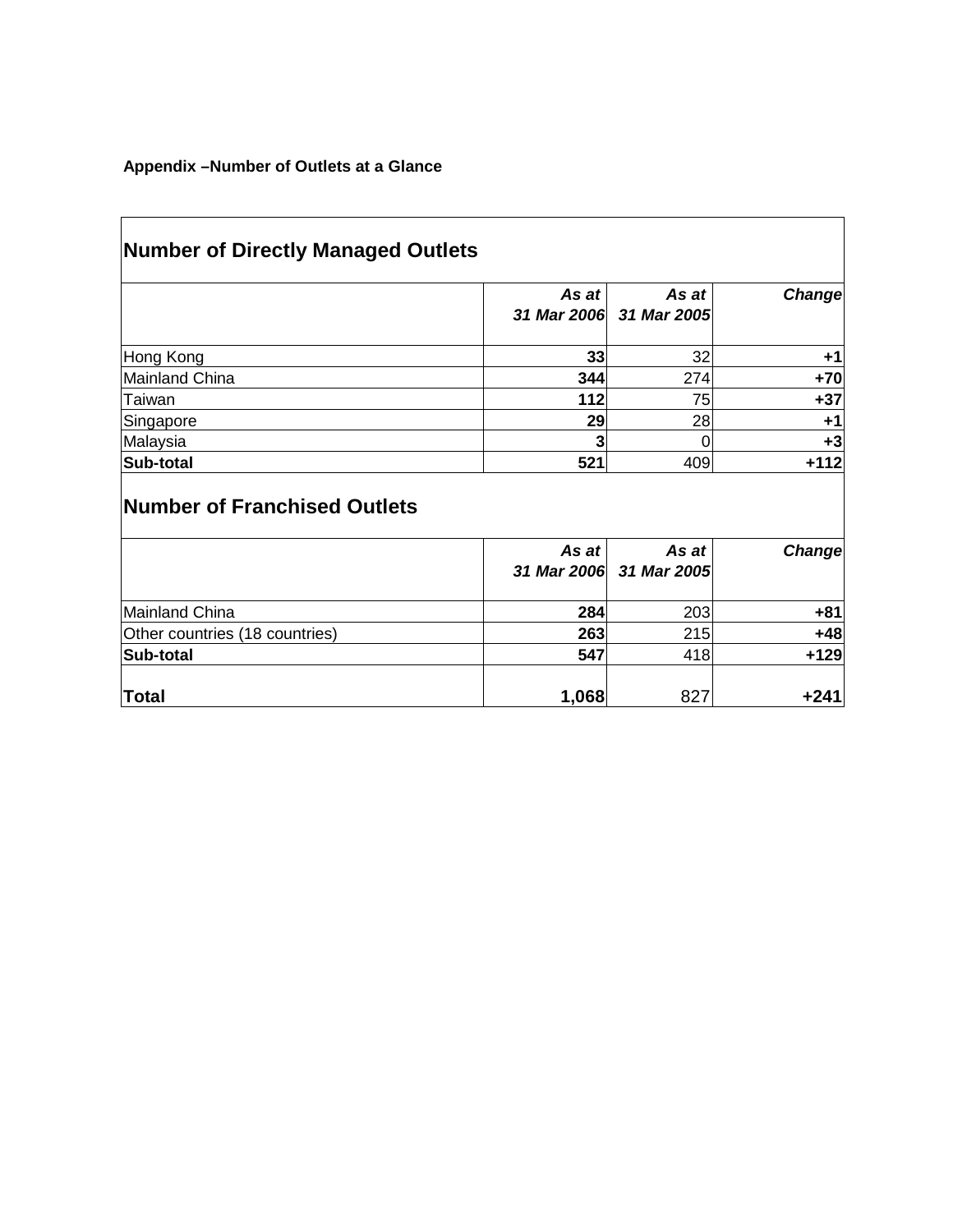**Appendix –Number of Outlets at a Glance**

## Number of Directly Managed Outlets

| | *As at 31 Mar 2006* | *As at 31 Mar 2005* | *Change* |
|---|---|---|---|
| Hong Kong | **33** | 32 | **+1** |
| Mainland China | **344** | 274 | **+70** |
| Taiwan | **112** | 75 | **+37** |
| Singapore | **29** | 28 | **+1** |
| Malaysia | **3** | 0 | **+3** |
| **Sub-total** | **521** | 409 | **+112** |

## Number of Franchised Outlets

| | *As at 31 Mar 2006* | *As at 31 Mar 2005* | *Change* |
|---|---|---|---|
| Mainland China | **284** | 203 | **+81** |
| Other countries (18 countries) | **263** | 215 | **+48** |
| **Sub-total** | **547** | 418 | **+129** |
| **Total** | **1,068** | 827 | **+241** |